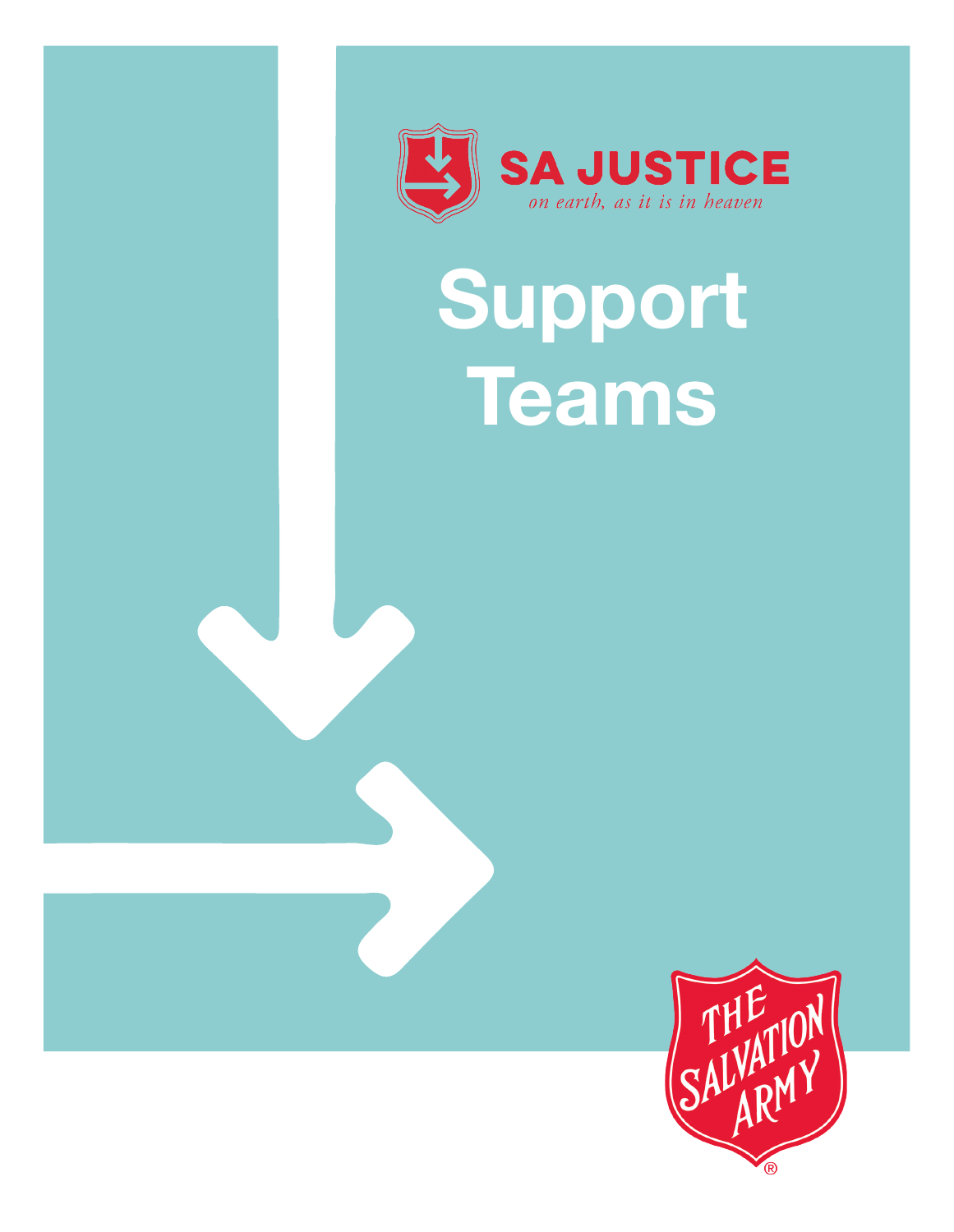SA JUSTICE

*on earth, as it is in heaven*

# Support Teams

THE SALVATION ARMY®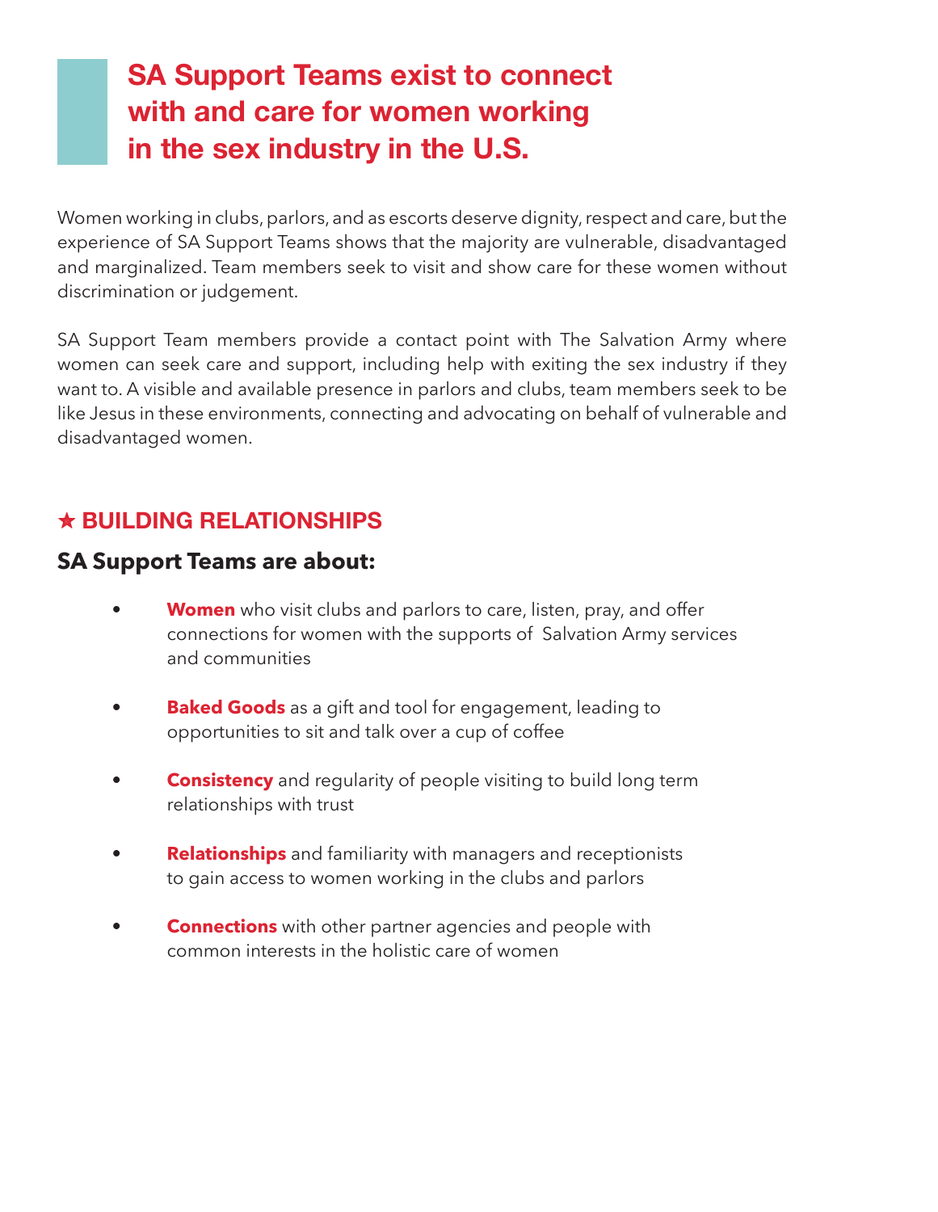# SA Support Teams exist to connect with and care for women working in the sex industry in the U.S.

Women working in clubs, parlors, and as escorts deserve dignity, respect and care, but the experience of SA Support Teams shows that the majority are vulnerable, disadvantaged and marginalized. Team members seek to visit and show care for these women without discrimination or judgement.

SA Support Team members provide a contact point with The Salvation Army where women can seek care and support, including help with exiting the sex industry if they want to. A visible and available presence in parlors and clubs, team members seek to be like Jesus in these environments, connecting and advocating on behalf of vulnerable and disadvantaged women.

## ★ BUILDING RELATIONSHIPS

### SA Support Teams are about:

- **Women** who visit clubs and parlors to care, listen, pray, and offer connections for women with the supports of Salvation Army services and communities
- **Baked Goods** as a gift and tool for engagement, leading to opportunities to sit and talk over a cup of coffee
- **Consistency** and regularity of people visiting to build long term relationships with trust
- **Relationships** and familiarity with managers and receptionists to gain access to women working in the clubs and parlors
- **Connections** with other partner agencies and people with common interests in the holistic care of women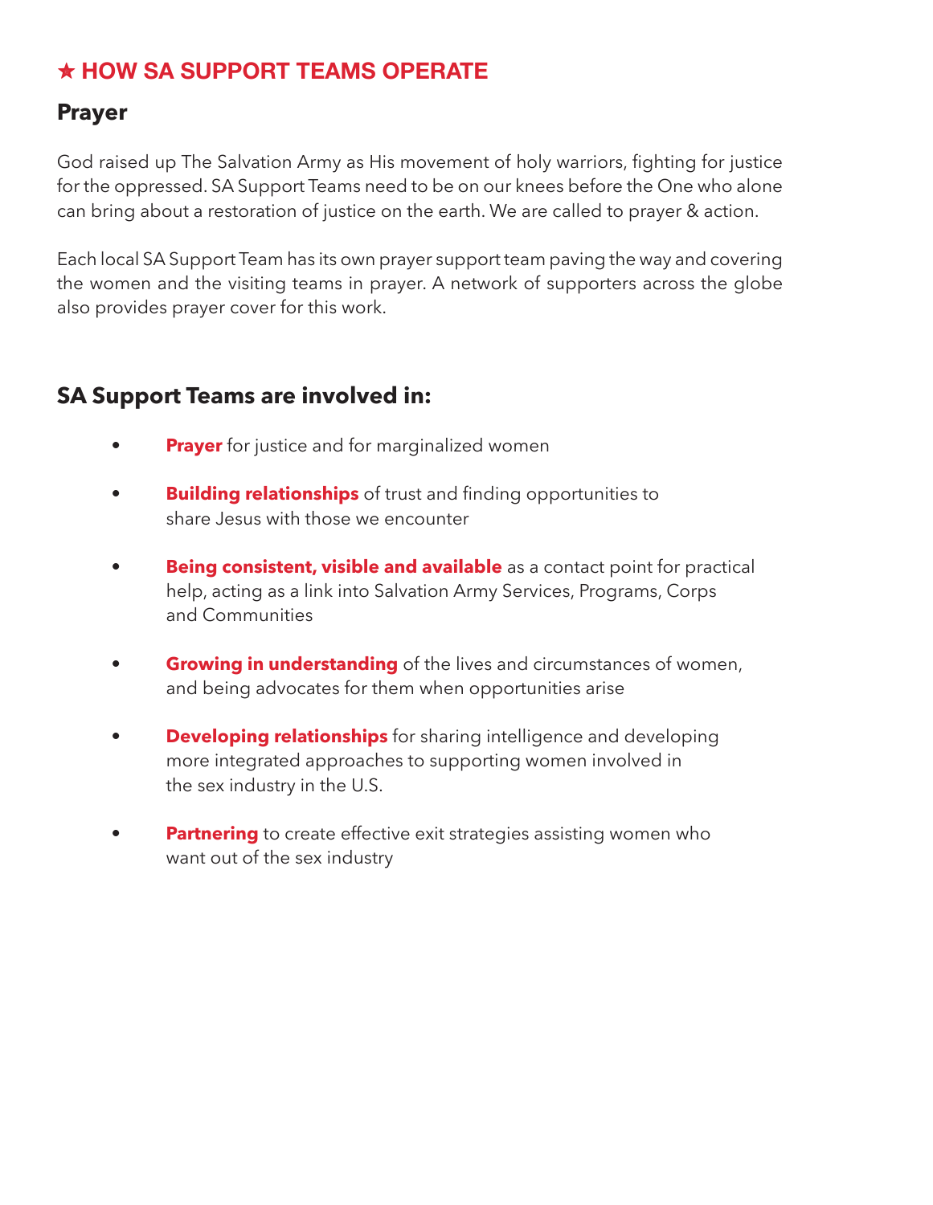## ★ HOW SA SUPPORT TEAMS OPERATE

### Prayer

God raised up The Salvation Army as His movement of holy warriors, fighting for justice for the oppressed. SA Support Teams need to be on our knees before the One who alone can bring about a restoration of justice on the earth. We are called to prayer & action.

Each local SA Support Team has its own prayer support team paving the way and covering the women and the visiting teams in prayer. A network of supporters across the globe also provides prayer cover for this work.

### SA Support Teams are involved in:

- **Prayer** for justice and for marginalized women
- **Building relationships** of trust and finding opportunities to share Jesus with those we encounter
- **Being consistent, visible and available** as a contact point for practical help, acting as a link into Salvation Army Services, Programs, Corps and Communities
- **Growing in understanding** of the lives and circumstances of women, and being advocates for them when opportunities arise
- **Developing relationships** for sharing intelligence and developing more integrated approaches to supporting women involved in the sex industry in the U.S.
- **Partnering** to create effective exit strategies assisting women who want out of the sex industry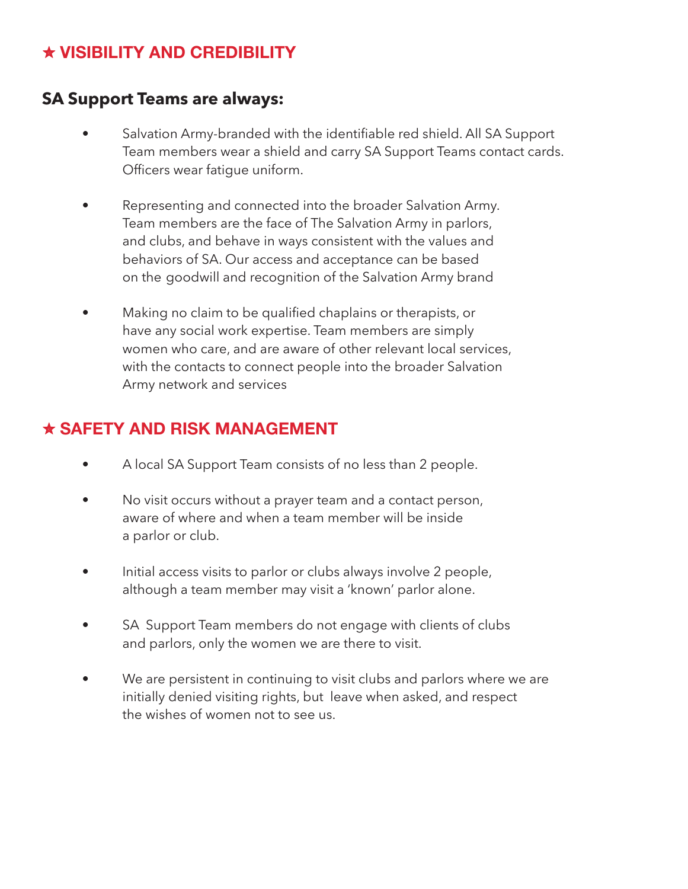## ★ VISIBILITY AND CREDIBILITY

### SA Support Teams are always:

- Salvation Army-branded with the identifiable red shield. All SA Support Team members wear a shield and carry SA Support Teams contact cards. Officers wear fatigue uniform.

- Representing and connected into the broader Salvation Army. Team members are the face of The Salvation Army in parlors, and clubs, and behave in ways consistent with the values and behaviors of SA. Our access and acceptance can be based on the goodwill and recognition of the Salvation Army brand

- Making no claim to be qualified chaplains or therapists, or have any social work expertise. Team members are simply women who care, and are aware of other relevant local services, with the contacts to connect people into the broader Salvation Army network and services

## ★ SAFETY AND RISK MANAGEMENT

- A local SA Support Team consists of no less than 2 people.

- No visit occurs without a prayer team and a contact person, aware of where and when a team member will be inside a parlor or club.

- Initial access visits to parlor or clubs always involve 2 people, although a team member may visit a 'known' parlor alone.

- SA Support Team members do not engage with clients of clubs and parlors, only the women we are there to visit.

- We are persistent in continuing to visit clubs and parlors where we are initially denied visiting rights, but leave when asked, and respect the wishes of women not to see us.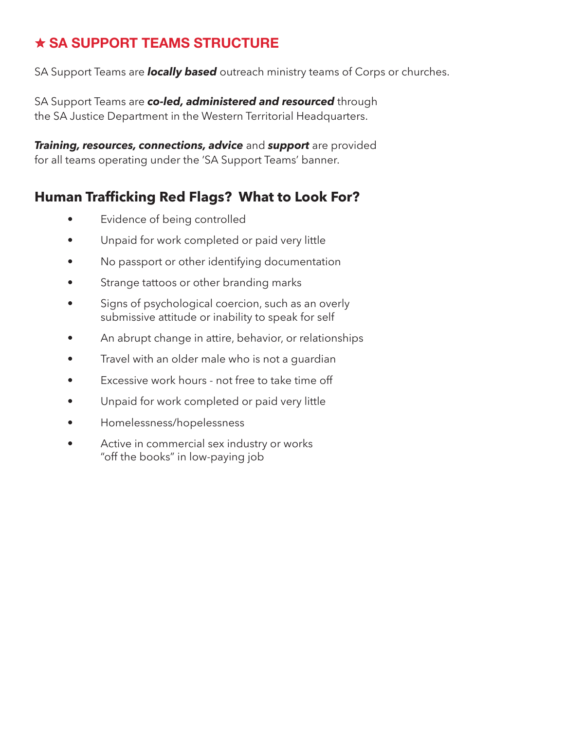## ★ SA SUPPORT TEAMS STRUCTURE

SA Support Teams are ***locally based*** outreach ministry teams of Corps or churches.

SA Support Teams are ***co-led, administered and resourced*** through the SA Justice Department in the Western Territorial Headquarters.

***Training, resources, connections, advice*** and ***support*** are provided for all teams operating under the 'SA Support Teams' banner.

## Human Trafficking Red Flags? What to Look For?

- Evidence of being controlled
- Unpaid for work completed or paid very little
- No passport or other identifying documentation
- Strange tattoos or other branding marks
- Signs of psychological coercion, such as an overly submissive attitude or inability to speak for self
- An abrupt change in attire, behavior, or relationships
- Travel with an older male who is not a guardian
- Excessive work hours - not free to take time off
- Unpaid for work completed or paid very little
- Homelessness/hopelessness
- Active in commercial sex industry or works "off the books" in low-paying job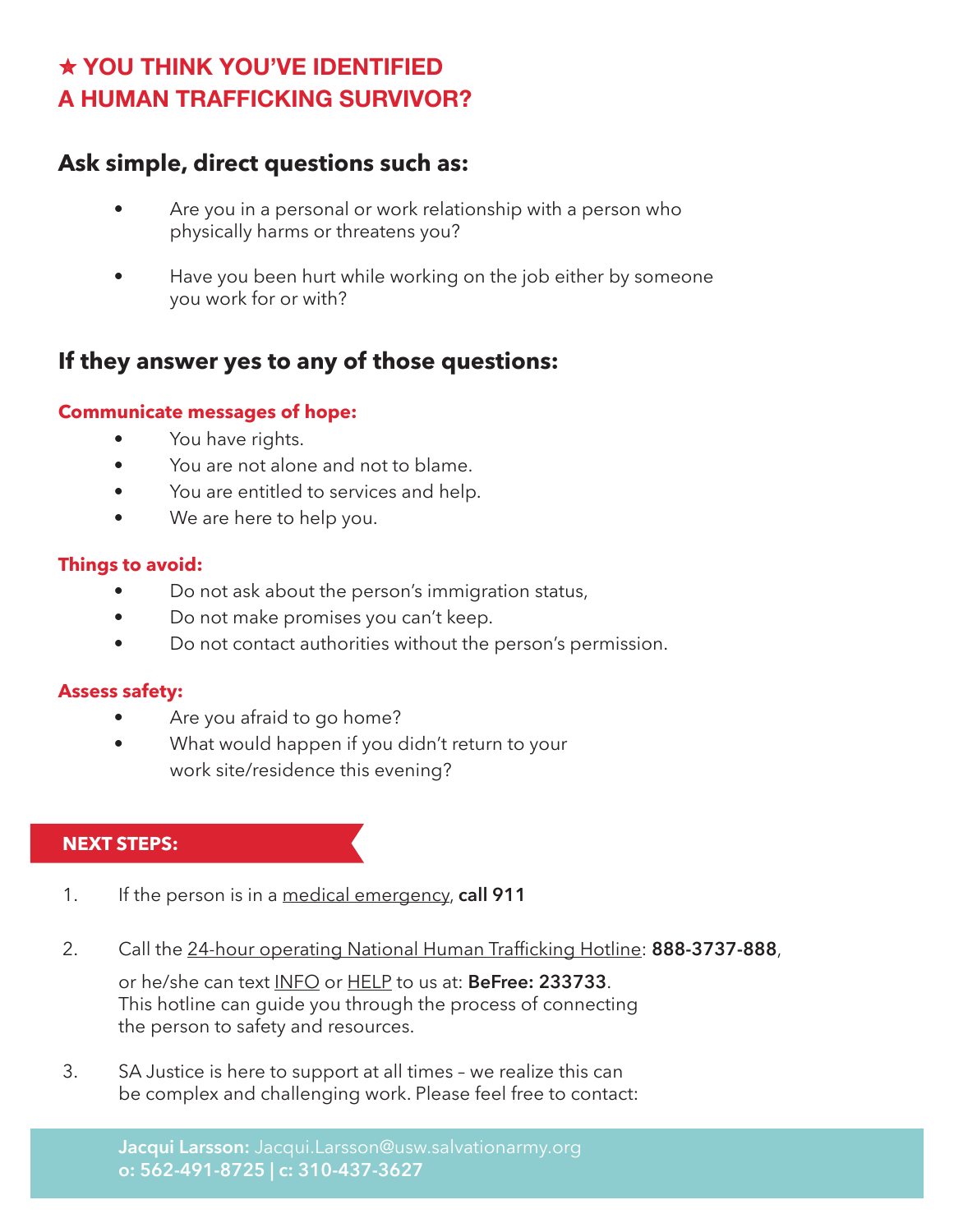# ★ YOU THINK YOU'VE IDENTIFIED A HUMAN TRAFFICKING SURVIVOR?

## Ask simple, direct questions such as:

- Are you in a personal or work relationship with a person who physically harms or threatens you?
- Have you been hurt while working on the job either by someone you work for or with?

## If they answer yes to any of those questions:

### Communicate messages of hope:

- You have rights.
- You are not alone and not to blame.
- You are entitled to services and help.
- We are here to help you.

### Things to avoid:

- Do not ask about the person's immigration status,
- Do not make promises you can't keep.
- Do not contact authorities without the person's permission.

### Assess safety:

- Are you afraid to go home?
- What would happen if you didn't return to your work site/residence this evening?

### NEXT STEPS:

1. If the person is in a medical emergency, **call 911**
2. Call the 24-hour operating National Human Trafficking Hotline: **888-3737-888**,

   or he/she can text INFO or HELP to us at: **BeFree: 233733**. This hotline can guide you through the process of connecting the person to safety and resources.
3. SA Justice is here to support at all times – we realize this can be complex and challenging work. Please feel free to contact:

**Jacqui Larsson:** Jacqui.Larsson@usw.salvationarmy.org
**o: 562-491-8725 | c: 310-437-3627**